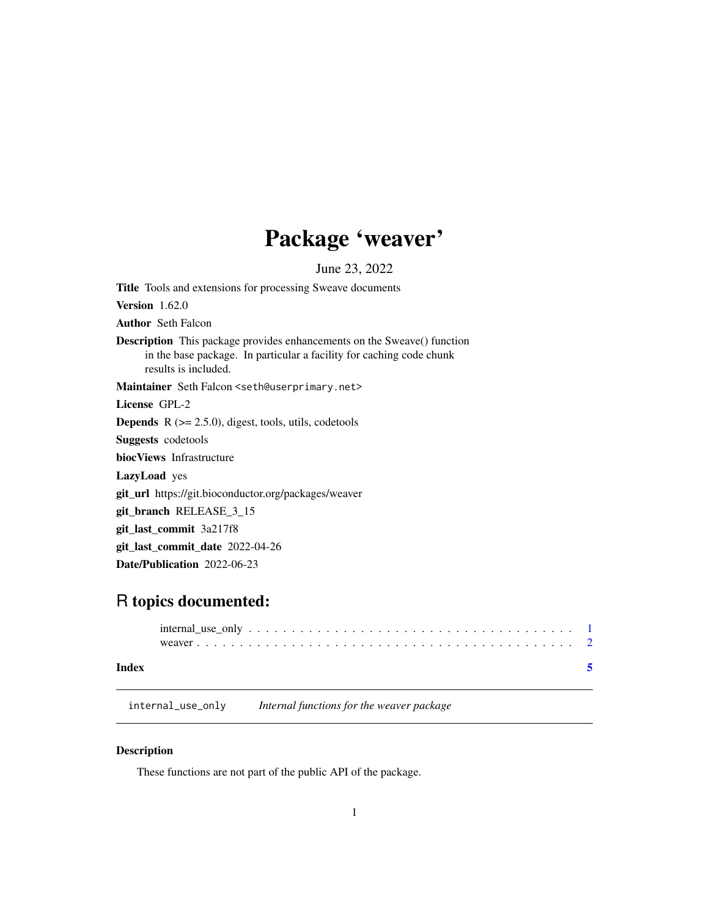# Package 'weaver'

June 23, 2022

**Title** Tools and extensions for processing Sweave documents

**Version** 1.62.0

**Author** Seth Falcon

**Description** This package provides enhancements on the Sweave() function in the base package. In particular a facility for caching code chunk results is included.

**Maintainer** Seth Falcon <seth@userprimary.net>

**License** GPL-2

**Depends** R (>= 2.5.0), digest, tools, utils, codetools

**Suggests** codetools

**biocViews** Infrastructure

**LazyLoad** yes

**git_url** https://git.bioconductor.org/packages/weaver

**git_branch** RELEASE_3_15

**git_last_commit** 3a217f8

**git_last_commit_date** 2022-04-26

**Date/Publication** 2022-06-23

## R topics documented:

internal_use_only . . . . . . . . . . . . . . . . . . . . . . . . . . . . . . . . . . . . . . 1
weaver . . . . . . . . . . . . . . . . . . . . . . . . . . . . . . . . . . . . . . . . . . . . 2

**Index** 5

---

`internal_use_only` *Internal functions for the weaver package*

---

### Description

These functions are not part of the public API of the package.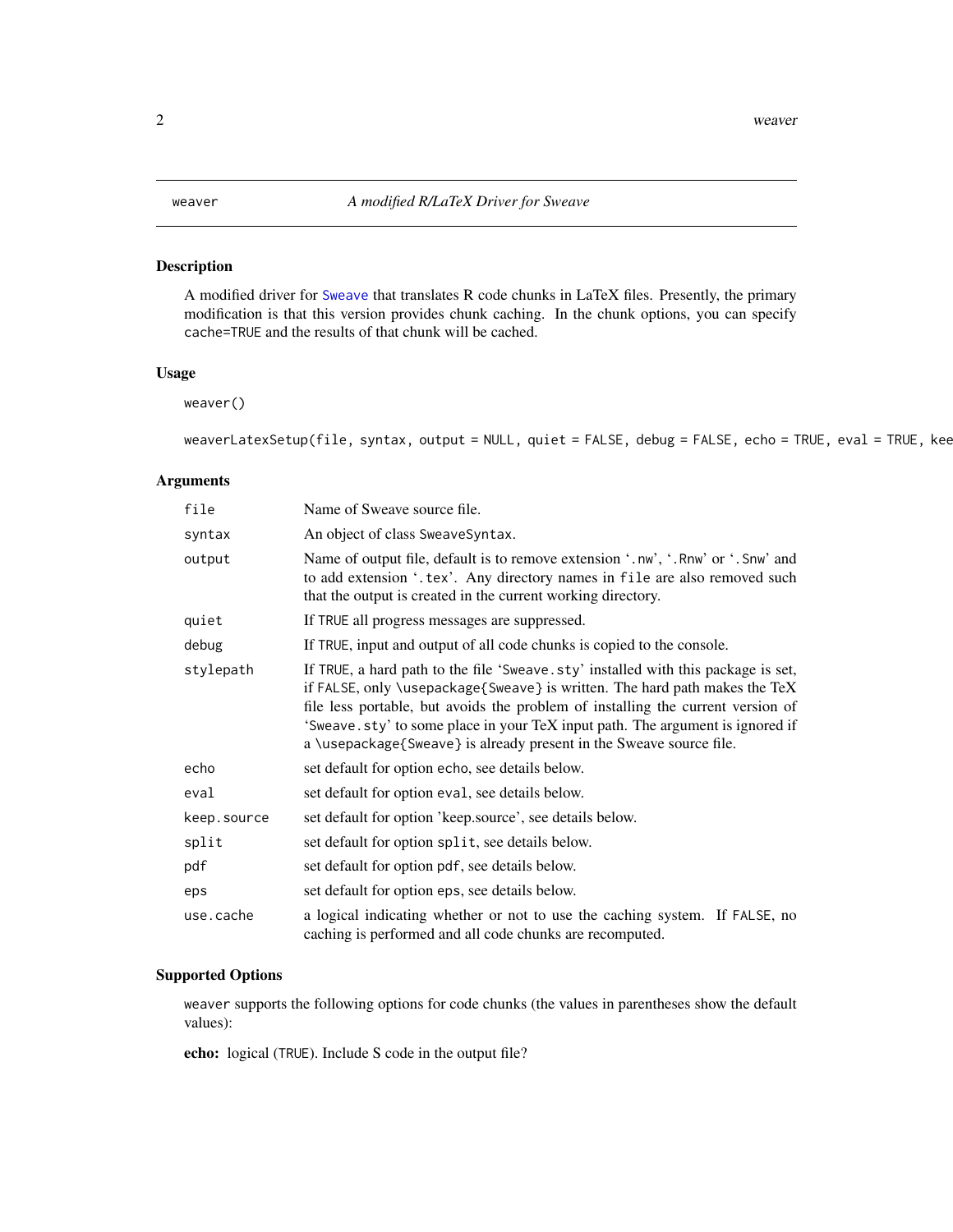weaver *A modified R/LaTeX Driver for Sweave*

## Description

A modified driver for Sweave that translates R code chunks in LaTeX files. Presently, the primary modification is that this version provides chunk caching. In the chunk options, you can specify cache=TRUE and the results of that chunk will be cached.

## Usage

```
weaver()

weaverLatexSetup(file, syntax, output = NULL, quiet = FALSE, debug = FALSE, echo = TRUE, eval = TRUE, kee
```

## Arguments

| | |
|---|---|
| file | Name of Sweave source file. |
| syntax | An object of class SweaveSyntax. |
| output | Name of output file, default is to remove extension '.nw', '.Rnw' or '.Snw' and to add extension '.tex'. Any directory names in file are also removed such that the output is created in the current working directory. |
| quiet | If TRUE all progress messages are suppressed. |
| debug | If TRUE, input and output of all code chunks is copied to the console. |
| stylepath | If TRUE, a hard path to the file 'Sweave.sty' installed with this package is set, if FALSE, only \usepackage{Sweave} is written. The hard path makes the TeX file less portable, but avoids the problem of installing the current version of 'Sweave.sty' to some place in your TeX input path. The argument is ignored if a \usepackage{Sweave} is already present in the Sweave source file. |
| echo | set default for option echo, see details below. |
| eval | set default for option eval, see details below. |
| keep.source | set default for option 'keep.source', see details below. |
| split | set default for option split, see details below. |
| pdf | set default for option pdf, see details below. |
| eps | set default for option eps, see details below. |
| use.cache | a logical indicating whether or not to use the caching system. If FALSE, no caching is performed and all code chunks are recomputed. |

## Supported Options

weaver supports the following options for code chunks (the values in parentheses show the default values):

**echo:** logical (TRUE). Include S code in the output file?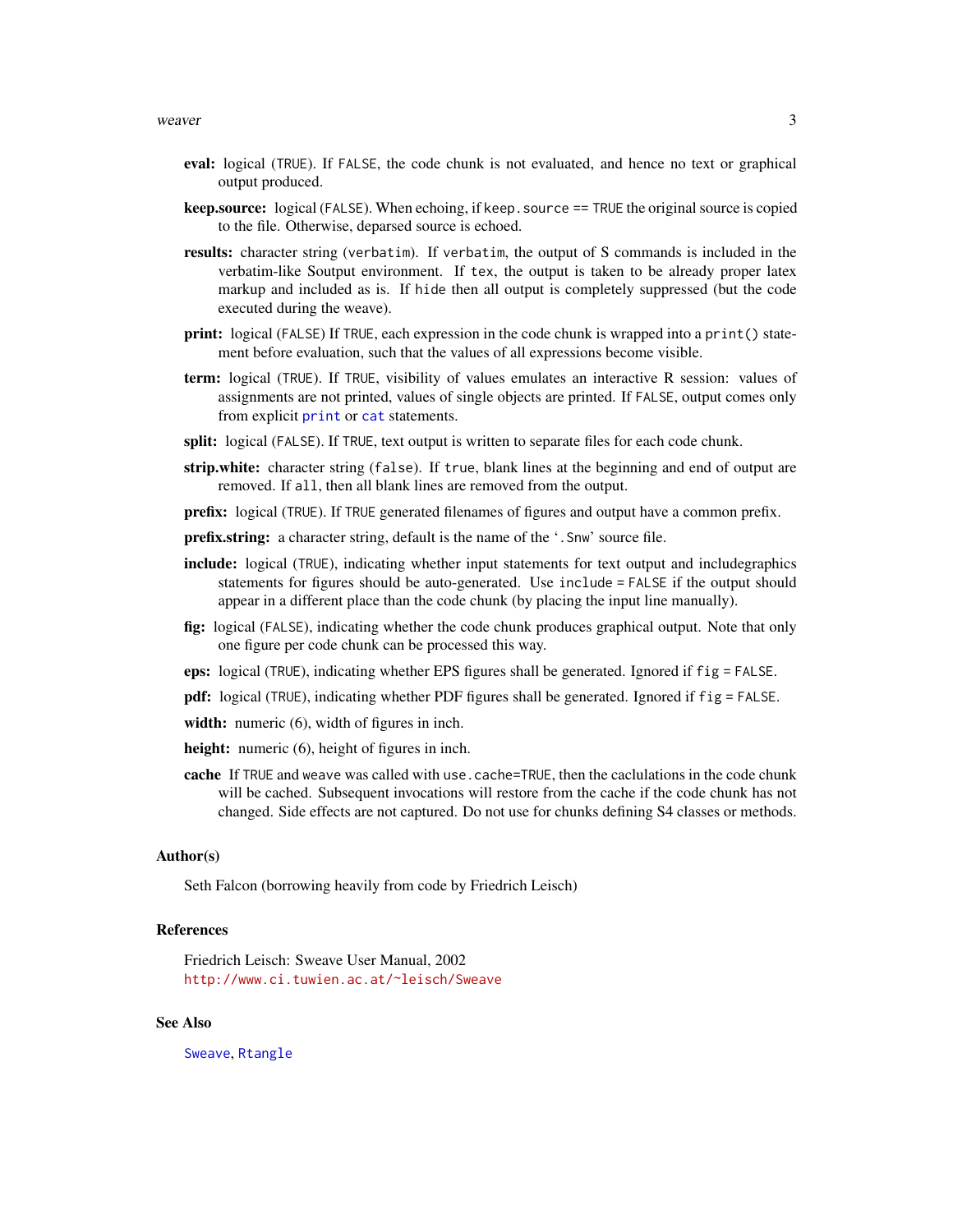**eval:** logical (TRUE). If FALSE, the code chunk is not evaluated, and hence no text or graphical output produced.

**keep.source:** logical (FALSE). When echoing, if keep.source == TRUE the original source is copied to the file. Otherwise, deparsed source is echoed.

**results:** character string (verbatim). If verbatim, the output of S commands is included in the verbatim-like Soutput environment. If tex, the output is taken to be already proper latex markup and included as is. If hide then all output is completely suppressed (but the code executed during the weave).

**print:** logical (FALSE) If TRUE, each expression in the code chunk is wrapped into a print() statement before evaluation, such that the values of all expressions become visible.

**term:** logical (TRUE). If TRUE, visibility of values emulates an interactive R session: values of assignments are not printed, values of single objects are printed. If FALSE, output comes only from explicit print or cat statements.

**split:** logical (FALSE). If TRUE, text output is written to separate files for each code chunk.

**strip.white:** character string (false). If true, blank lines at the beginning and end of output are removed. If all, then all blank lines are removed from the output.

**prefix:** logical (TRUE). If TRUE generated filenames of figures and output have a common prefix.

**prefix.string:** a character string, default is the name of the '.Snw' source file.

**include:** logical (TRUE), indicating whether input statements for text output and includegraphics statements for figures should be auto-generated. Use include = FALSE if the output should appear in a different place than the code chunk (by placing the input line manually).

**fig:** logical (FALSE), indicating whether the code chunk produces graphical output. Note that only one figure per code chunk can be processed this way.

**eps:** logical (TRUE), indicating whether EPS figures shall be generated. Ignored if fig = FALSE.

**pdf:** logical (TRUE), indicating whether PDF figures shall be generated. Ignored if fig = FALSE.

**width:** numeric (6), width of figures in inch.

**height:** numeric (6), height of figures in inch.

**cache** If TRUE and weave was called with use.cache=TRUE, then the caclulations in the code chunk will be cached. Subsequent invocations will restore from the cache if the code chunk has not changed. Side effects are not captured. Do not use for chunks defining S4 classes or methods.

## Author(s)

Seth Falcon (borrowing heavily from code by Friedrich Leisch)

## References

Friedrich Leisch: Sweave User Manual, 2002
http://www.ci.tuwien.ac.at/~leisch/Sweave

## See Also

Sweave, Rtangle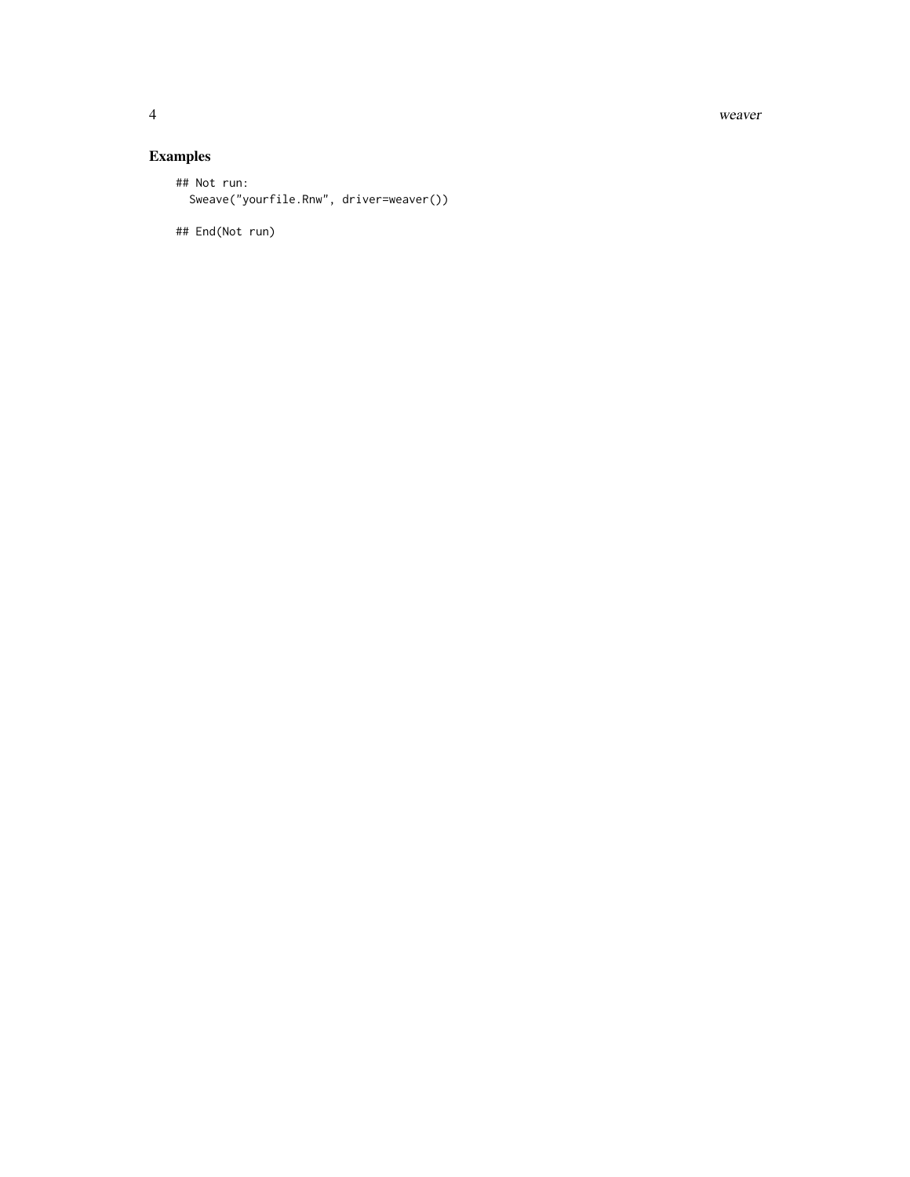## Examples

```
## Not run:
  Sweave("yourfile.Rnw", driver=weaver())

## End(Not run)
```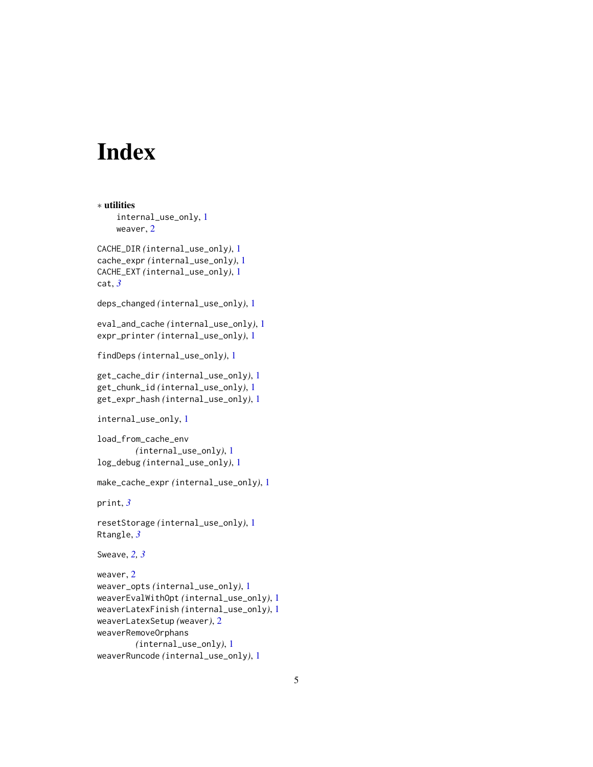# Index

∗ **utilities**

    internal_use_only, 1
    weaver, 2

CACHE_DIR *(*internal_use_only*)*, 1
cache_expr *(*internal_use_only*)*, 1
CACHE_EXT *(*internal_use_only*)*, 1
cat, *3*

deps_changed *(*internal_use_only*)*, 1

eval_and_cache *(*internal_use_only*)*, 1
expr_printer *(*internal_use_only*)*, 1

findDeps *(*internal_use_only*)*, 1

get_cache_dir *(*internal_use_only*)*, 1
get_chunk_id *(*internal_use_only*)*, 1
get_expr_hash *(*internal_use_only*)*, 1

internal_use_only, 1

load_from_cache_env
        *(*internal_use_only*)*, 1
log_debug *(*internal_use_only*)*, 1

make_cache_expr *(*internal_use_only*)*, 1

print, *3*

resetStorage *(*internal_use_only*)*, 1
Rtangle, *3*

Sweave, *2, 3*

weaver, 2
weaver_opts *(*internal_use_only*)*, 1
weaverEvalWithOpt *(*internal_use_only*)*, 1
weaverLatexFinish *(*internal_use_only*)*, 1
weaverLatexSetup *(*weaver*)*, 2
weaverRemoveOrphans
        *(*internal_use_only*)*, 1
weaverRuncode *(*internal_use_only*)*, 1